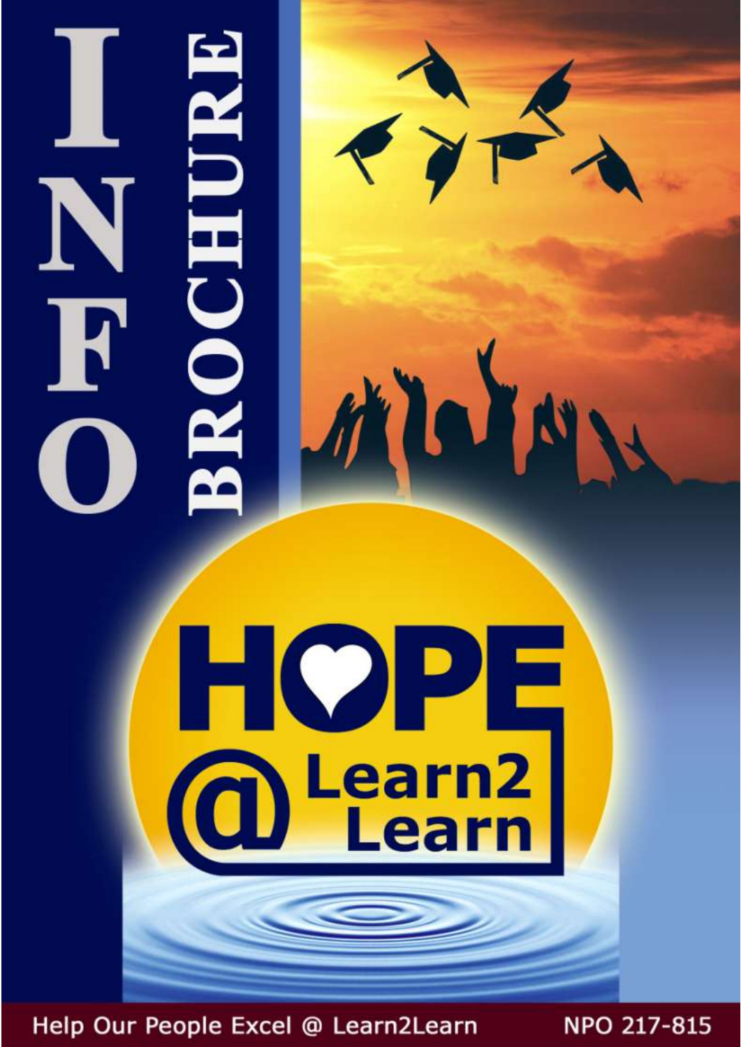# INFO BROCHURE

# HOPE @ Learn2 Learn

Help Our People Excel @ Learn2Learn

NPO 217-815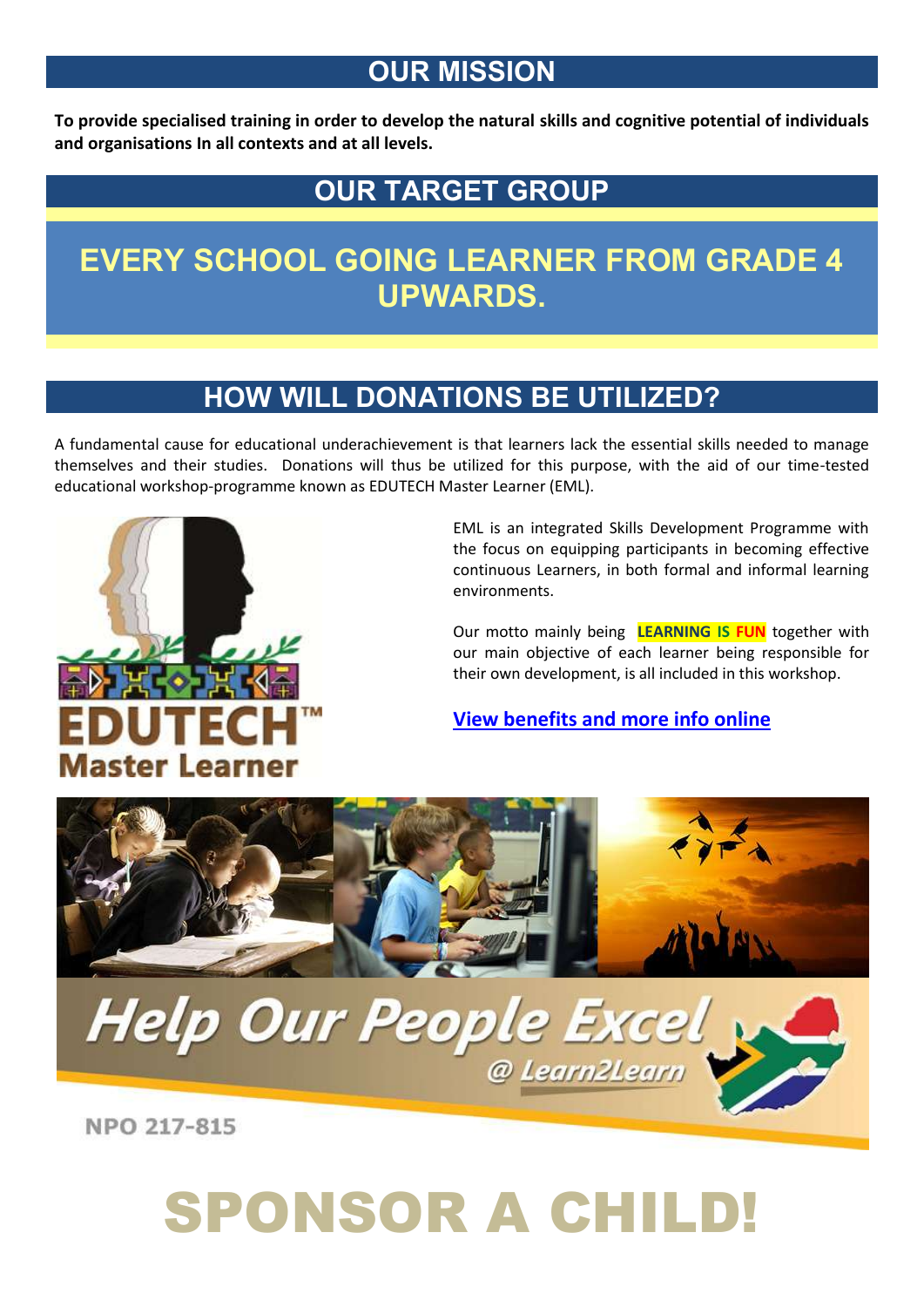## OUR MISSION

**To provide specialised training in order to develop the natural skills and cognitive potential of individuals and organisations In all contexts and at all levels.**

## OUR TARGET GROUP

# EVERY SCHOOL GOING LEARNER FROM GRADE 4 UPWARDS.

## HOW WILL DONATIONS BE UTILIZED?

A fundamental cause for educational underachievement is that learners lack the essential skills needed to manage themselves and their studies. Donations will thus be utilized for this purpose, with the aid of our time-tested educational workshop-programme known as EDUTECH Master Learner (EML).

EDUTECH™ Master Learner

EML is an integrated Skills Development Programme with the focus on equipping participants in becoming effective continuous Learners, in both formal and informal learning environments.

Our motto mainly being **LEARNING IS FUN** together with our main objective of each learner being responsible for their own development, is all included in this workshop.

**View benefits and more info online**

*Help Our People Excel*

*@ Learn2Learn*

NPO 217-815

# SPONSOR A CHILD!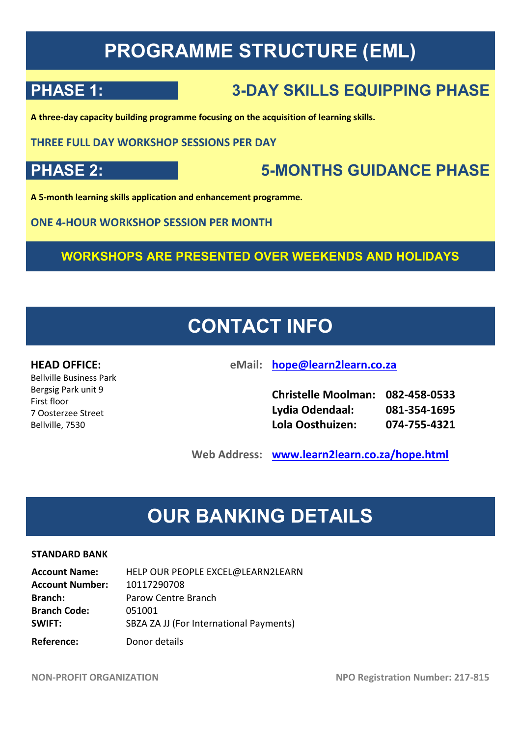# PROGRAMME STRUCTURE (EML)

## PHASE 1: 3-DAY SKILLS EQUIPPING PHASE

**A three-day capacity building programme focusing on the acquisition of learning skills.**

**THREE FULL DAY WORKSHOP SESSIONS PER DAY**

## PHASE 2: 5-MONTHS GUIDANCE PHASE

**A 5-month learning skills application and enhancement programme.**

**ONE 4-HOUR WORKSHOP SESSION PER MONTH**

**WORKSHOPS ARE PRESENTED OVER WEEKENDS AND HOLIDAYS**

# CONTACT INFO

**HEAD OFFICE:**
Bellville Business Park
Bergsig Park unit 9
First floor
7 Oosterzee Street
Bellville, 7530

**eMail:** hope@learn2learn.co.za

| | |
|---|---|
| **Christelle Moolman:** | **082-458-0533** |
| **Lydia Odendaal:** | **081-354-1695** |
| **Lola Oosthuizen:** | **074-755-4321** |

**Web Address:** www.learn2learn.co.za/hope.html

# OUR BANKING DETAILS

**STANDARD BANK**

| | |
|---|---|
| **Account Name:** | HELP OUR PEOPLE EXCEL@LEARN2LEARN |
| **Account Number:** | 10117290708 |
| **Branch:** | Parow Centre Branch |
| **Branch Code:** | 051001 |
| **SWIFT:** | SBZA ZA JJ (For International Payments) |
| **Reference:** | Donor details |

**NON-PROFIT ORGANIZATION** **NPO Registration Number: 217-815**